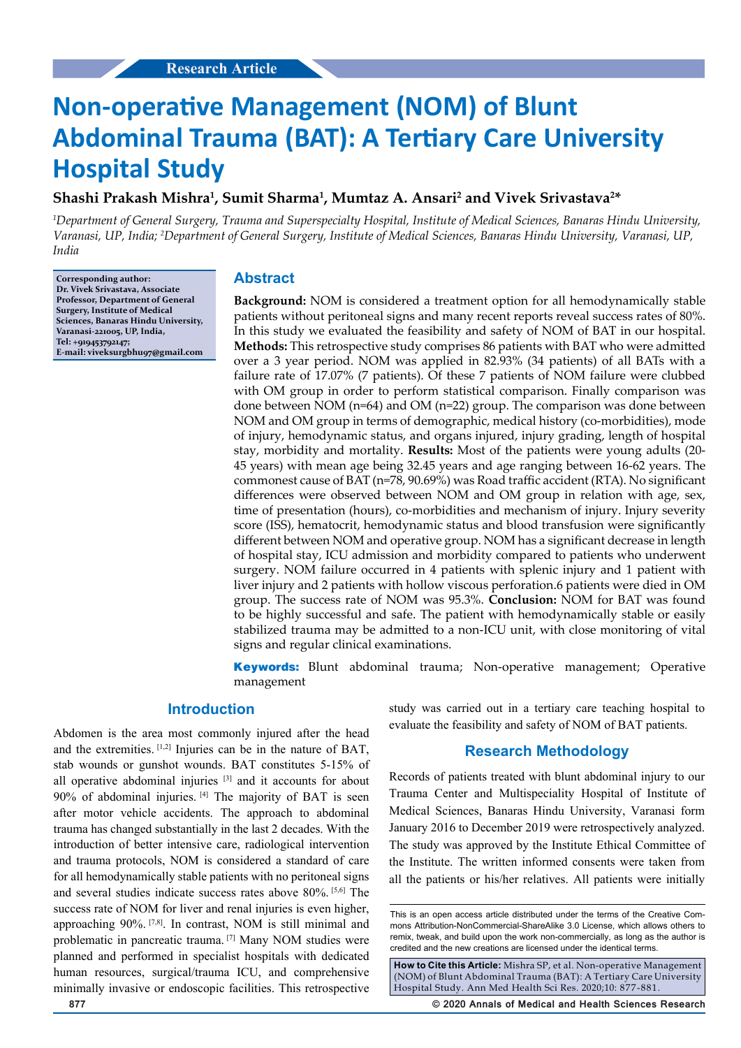Research Article

# Non-operative Management (NOM) of Blunt Abdominal Trauma (BAT): A Tertiary Care University Hospital Study

**Shashi Prakash Mishra[1], Sumit Sharma[1], Mumtaz A. Ansari[2] and Vivek Srivastava[2]***

*[1]Department of General Surgery, Trauma and Superspecialty Hospital, Institute of Medical Sciences, Banaras Hindu University, Varanasi, UP, India; [2]Department of General Surgery, Institute of Medical Sciences, Banaras Hindu University, Varanasi, UP, India*

**Corresponding author: Dr. Vivek Srivastava, Associate Professor, Department of General Surgery, Institute of Medical Sciences, Banaras Hindu University, Varanasi-221005, UP, India, Tel: +919453792147; E-mail: viveksurgbhu97@gmail.com**

## Abstract

**Background:** NOM is considered a treatment option for all hemodynamically stable patients without peritoneal signs and many recent reports reveal success rates of 80%. In this study we evaluated the feasibility and safety of NOM of BAT in our hospital. **Methods:** This retrospective study comprises 86 patients with BAT who were admitted over a 3 year period. NOM was applied in 82.93% (34 patients) of all BATs with a failure rate of 17.07% (7 patients). Of these 7 patients of NOM failure were clubbed with OM group in order to perform statistical comparison. Finally comparison was done between NOM (n=64) and OM (n=22) group. The comparison was done between NOM and OM group in terms of demographic, medical history (co-morbidities), mode of injury, hemodynamic status, and organs injured, injury grading, length of hospital stay, morbidity and mortality. **Results:** Most of the patients were young adults (20-45 years) with mean age being 32.45 years and age ranging between 16-62 years. The commonest cause of BAT (n=78, 90.69%) was Road traffic accident (RTA). No significant differences were observed between NOM and OM group in relation with age, sex, time of presentation (hours), co-morbidities and mechanism of injury. Injury severity score (ISS), hematocrit, hemodynamic status and blood transfusion were significantly different between NOM and operative group. NOM has a significant decrease in length of hospital stay, ICU admission and morbidity compared to patients who underwent surgery. NOM failure occurred in 4 patients with splenic injury and 1 patient with liver injury and 2 patients with hollow viscous perforation.6 patients were died in OM group. The success rate of NOM was 95.3%. **Conclusion:** NOM for BAT was found to be highly successful and safe. The patient with hemodynamically stable or easily stabilized trauma may be admitted to a non-ICU unit, with close monitoring of vital signs and regular clinical examinations.

**Keywords:** Blunt abdominal trauma; Non-operative management; Operative management

## Introduction

Abdomen is the area most commonly injured after the head and the extremities. [1,2] Injuries can be in the nature of BAT, stab wounds or gunshot wounds. BAT constitutes 5-15% of all operative abdominal injuries [3] and it accounts for about 90% of abdominal injuries. [4] The majority of BAT is seen after motor vehicle accidents. The approach to abdominal trauma has changed substantially in the last 2 decades. With the introduction of better intensive care, radiological intervention and trauma protocols, NOM is considered a standard of care for all hemodynamically stable patients with no peritoneal signs and several studies indicate success rates above 80%. [5,6] The success rate of NOM for liver and renal injuries is even higher, approaching 90%. [7,8]. In contrast, NOM is still minimal and problematic in pancreatic trauma. [7] Many NOM studies were planned and performed in specialist hospitals with dedicated human resources, surgical/trauma ICU, and comprehensive minimally invasive or endoscopic facilities. This retrospective study was carried out in a tertiary care teaching hospital to evaluate the feasibility and safety of NOM of BAT patients.

## Research Methodology

Records of patients treated with blunt abdominal injury to our Trauma Center and Multispeciality Hospital of Institute of Medical Sciences, Banaras Hindu University, Varanasi form January 2016 to December 2019 were retrospectively analyzed. The study was approved by the Institute Ethical Committee of the Institute. The written informed consents were taken from all the patients or his/her relatives. All patients were initially

This is an open access article distributed under the terms of the Creative Commons Attribution-NonCommercial-ShareAlike 3.0 License, which allows others to remix, tweak, and build upon the work non-commercially, as long as the author is credited and the new creations are licensed under the identical terms.

**How to Cite this Article:** Mishra SP, et al. Non-operative Management (NOM) of Blunt Abdominal Trauma (BAT): A Tertiary Care University Hospital Study. Ann Med Health Sci Res. 2020;10: 877-881.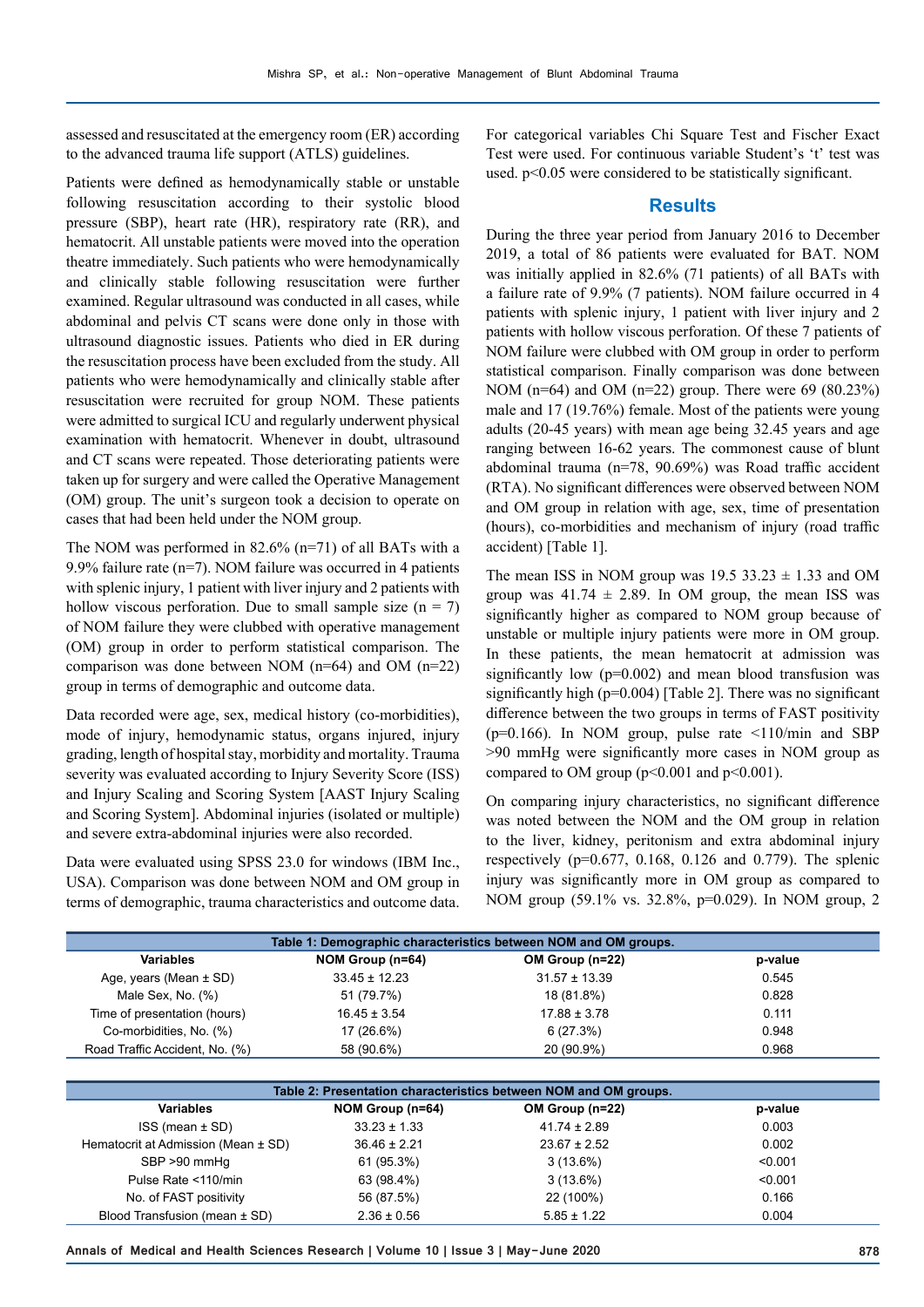assessed and resuscitated at the emergency room (ER) according to the advanced trauma life support (ATLS) guidelines.

Patients were defined as hemodynamically stable or unstable following resuscitation according to their systolic blood pressure (SBP), heart rate (HR), respiratory rate (RR), and hematocrit. All unstable patients were moved into the operation theatre immediately. Such patients who were hemodynamically and clinically stable following resuscitation were further examined. Regular ultrasound was conducted in all cases, while abdominal and pelvis CT scans were done only in those with ultrasound diagnostic issues. Patients who died in ER during the resuscitation process have been excluded from the study. All patients who were hemodynamically and clinically stable after resuscitation were recruited for group NOM. These patients were admitted to surgical ICU and regularly underwent physical examination with hematocrit. Whenever in doubt, ultrasound and CT scans were repeated. Those deteriorating patients were taken up for surgery and were called the Operative Management (OM) group. The unit's surgeon took a decision to operate on cases that had been held under the NOM group.

The NOM was performed in 82.6% (n=71) of all BATs with a 9.9% failure rate (n=7). NOM failure was occurred in 4 patients with splenic injury, 1 patient with liver injury and 2 patients with hollow viscous perforation. Due to small sample size (n = 7) of NOM failure they were clubbed with operative management (OM) group in order to perform statistical comparison. The comparison was done between NOM (n=64) and OM (n=22) group in terms of demographic and outcome data.

Data recorded were age, sex, medical history (co-morbidities), mode of injury, hemodynamic status, organs injured, injury grading, length of hospital stay, morbidity and mortality. Trauma severity was evaluated according to Injury Severity Score (ISS) and Injury Scaling and Scoring System [AAST Injury Scaling and Scoring System]. Abdominal injuries (isolated or multiple) and severe extra-abdominal injuries were also recorded.

Data were evaluated using SPSS 23.0 for windows (IBM Inc., USA). Comparison was done between NOM and OM group in terms of demographic, trauma characteristics and outcome data. For categorical variables Chi Square Test and Fischer Exact Test were used. For continuous variable Student's 't' test was used. $p<0.05$ were considered to be statistically significant.

## Results

During the three year period from January 2016 to December 2019, a total of 86 patients were evaluated for BAT. NOM was initially applied in 82.6% (71 patients) of all BATs with a failure rate of 9.9% (7 patients). NOM failure occurred in 4 patients with splenic injury, 1 patient with liver injury and 2 patients with hollow viscous perforation. Of these 7 patients of NOM failure were clubbed with OM group in order to perform statistical comparison. Finally comparison was done between NOM (n=64) and OM (n=22) group. There were 69 (80.23%) male and 17 (19.76%) female. Most of the patients were young adults (20-45 years) with mean age being 32.45 years and age ranging between 16-62 years. The commonest cause of blunt abdominal trauma (n=78, 90.69%) was Road traffic accident (RTA). No significant differences were observed between NOM and OM group in relation with age, sex, time of presentation (hours), co-morbidities and mechanism of injury (road traffic accident) [Table 1].

The mean ISS in NOM group was 19.5 33.23 ± 1.33 and OM group was 41.74 ± 2.89. In OM group, the mean ISS was significantly higher as compared to NOM group because of unstable or multiple injury patients were more in OM group. In these patients, the mean hematocrit at admission was significantly low (p=0.002) and mean blood transfusion was significantly high (p=0.004) [Table 2]. There was no significant difference between the two groups in terms of FAST positivity (p=0.166). In NOM group, pulse rate <110/min and SBP >90 mmHg were significantly more cases in NOM group as compared to OM group (p<0.001 and p<0.001).

On comparing injury characteristics, no significant difference was noted between the NOM and the OM group in relation to the liver, kidney, peritonism and extra abdominal injury respectively (p=0.677, 0.168, 0.126 and 0.779). The splenic injury was significantly more in OM group as compared to NOM group (59.1% vs. 32.8%, p=0.029). In NOM group, 2

**Table 1: Demographic characteristics between NOM and OM groups.**

| Variables | NOM Group (n=64) | OM Group (n=22) | p-value |
|---|---|---|---|
| Age, years (Mean ± SD) | 33.45 ± 12.23 | 31.57 ± 13.39 | 0.545 |
| Male Sex, No. (%) | 51 (79.7%) | 18 (81.8%) | 0.828 |
| Time of presentation (hours) | 16.45 ± 3.54 | 17.88 ± 3.78 | 0.111 |
| Co-morbidities, No. (%) | 17 (26.6%) | 6 (27.3%) | 0.948 |
| Road Traffic Accident, No. (%) | 58 (90.6%) | 20 (90.9%) | 0.968 |

**Table 2: Presentation characteristics between NOM and OM groups.**

| Variables | NOM Group (n=64) | OM Group (n=22) | p-value |
|---|---|---|---|
| ISS (mean ± SD) | 33.23 ± 1.33 | 41.74 ± 2.89 | 0.003 |
| Hematocrit at Admission (Mean ± SD) | 36.46 ± 2.21 | 23.67 ± 2.52 | 0.002 |
| SBP >90 mmHg | 61 (95.3%) | 3 (13.6%) | <0.001 |
| Pulse Rate <110/min | 63 (98.4%) | 3 (13.6%) | <0.001 |
| No. of FAST positivity | 56 (87.5%) | 22 (100%) | 0.166 |
| Blood Transfusion (mean ± SD) | 2.36 ± 0.56 | 5.85 ± 1.22 | 0.004 |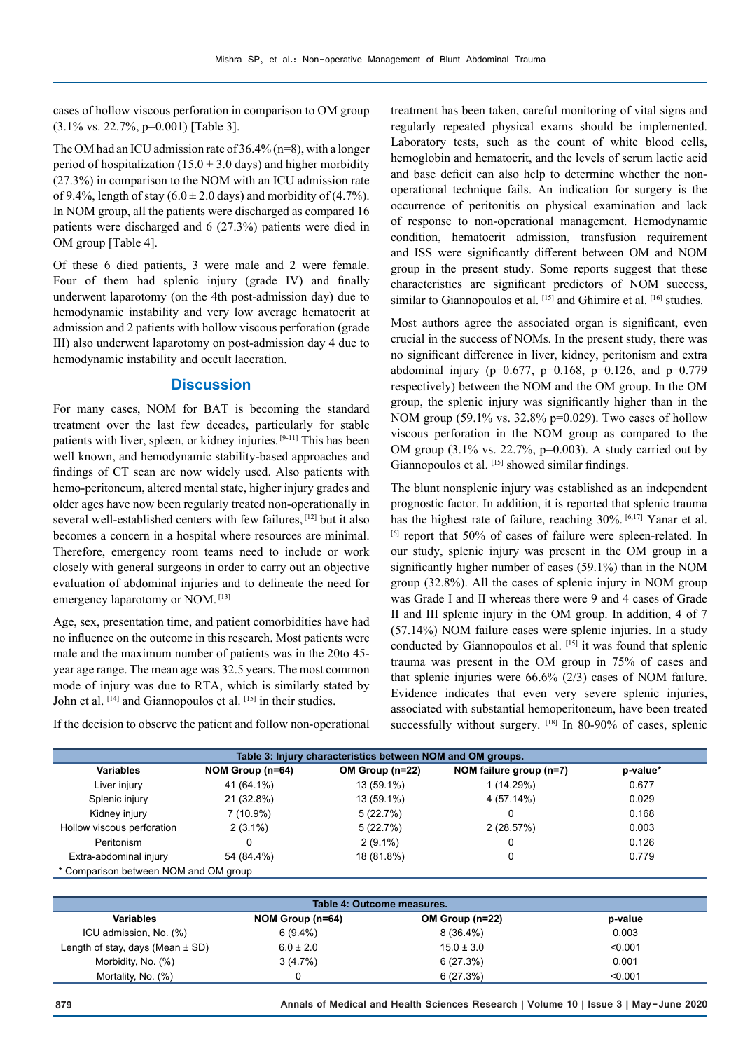cases of hollow viscous perforation in comparison to OM group (3.1% vs. 22.7%, p=0.001) [Table 3].

The OM had an ICU admission rate of 36.4% (n=8), with a longer period of hospitalization (15.0 ± 3.0 days) and higher morbidity (27.3%) in comparison to the NOM with an ICU admission rate of 9.4%, length of stay (6.0 ± 2.0 days) and morbidity of (4.7%). In NOM group, all the patients were discharged as compared 16 patients were discharged and 6 (27.3%) patients were died in OM group [Table 4].

Of these 6 died patients, 3 were male and 2 were female. Four of them had splenic injury (grade IV) and finally underwent laparotomy (on the 4th post-admission day) due to hemodynamic instability and very low average hematocrit at admission and 2 patients with hollow viscous perforation (grade III) also underwent laparotomy on post-admission day 4 due to hemodynamic instability and occult laceration.

## Discussion

For many cases, NOM for BAT is becoming the standard treatment over the last few decades, particularly for stable patients with liver, spleen, or kidney injuries.[9-11] This has been well known, and hemodynamic stability-based approaches and findings of CT scan are now widely used. Also patients with hemo-peritoneum, altered mental state, higher injury grades and older ages have now been regularly treated non-operationally in several well-established centers with few failures,[12] but it also becomes a concern in a hospital where resources are minimal. Therefore, emergency room teams need to include or work closely with general surgeons in order to carry out an objective evaluation of abdominal injuries and to delineate the need for emergency laparotomy or NOM.[13]

Age, sex, presentation time, and patient comorbidities have had no influence on the outcome in this research. Most patients were male and the maximum number of patients was in the 20to 45-year age range. The mean age was 32.5 years. The most common mode of injury was due to RTA, which is similarly stated by John et al.[14] and Giannopoulos et al.[15] in their studies.

If the decision to observe the patient and follow non-operational treatment has been taken, careful monitoring of vital signs and regularly repeated physical exams should be implemented. Laboratory tests, such as the count of white blood cells, hemoglobin and hematocrit, and the levels of serum lactic acid and base deficit can also help to determine whether the non-operational technique fails. An indication for surgery is the occurrence of peritonitis on physical examination and lack of response to non-operational management. Hemodynamic condition, hematocrit admission, transfusion requirement and ISS were significantly different between OM and NOM group in the present study. Some reports suggest that these characteristics are significant predictors of NOM success, similar to Giannopoulos et al.[15] and Ghimire et al.[16] studies.

Most authors agree the associated organ is significant, even crucial in the success of NOMs. In the present study, there was no significant difference in liver, kidney, peritonism and extra abdominal injury (p=0.677, p=0.168, p=0.126, and p=0.779 respectively) between the NOM and the OM group. In the OM group, the splenic injury was significantly higher than in the NOM group (59.1% vs. 32.8% p=0.029). Two cases of hollow viscous perforation in the NOM group as compared to the OM group (3.1% vs. 22.7%, p=0.003). A study carried out by Giannopoulos et al.[15] showed similar findings.

The blunt nonsplenic injury was established as an independent prognostic factor. In addition, it is reported that splenic trauma has the highest rate of failure, reaching 30%.[6,17] Yanar et al.[6] report that 50% of cases of failure were spleen-related. In our study, splenic injury was present in the OM group in a significantly higher number of cases (59.1%) than in the NOM group (32.8%). All the cases of splenic injury in NOM group was Grade I and II whereas there were 9 and 4 cases of Grade II and III splenic injury in the OM group. In addition, 4 of 7 (57.14%) NOM failure cases were splenic injuries. In a study conducted by Giannopoulos et al.[15] it was found that splenic trauma was present in the OM group in 75% of cases and that splenic injuries were 66.6% (2/3) cases of NOM failure. Evidence indicates that even very severe splenic injuries, associated with substantial hemoperitoneum, have been treated successfully without surgery.[18] In 80-90% of cases, splenic

**Table 3: Injury characteristics between NOM and OM groups.**

| Variables | NOM Group (n=64) | OM Group (n=22) | NOM failure group (n=7) | p-value* |
|---|---|---|---|---|
| Liver injury | 41 (64.1%) | 13 (59.1%) | 1 (14.29%) | 0.677 |
| Splenic injury | 21 (32.8%) | 13 (59.1%) | 4 (57.14%) | 0.029 |
| Kidney injury | 7 (10.9%) | 5 (22.7%) | 0 | 0.168 |
| Hollow viscous perforation | 2 (3.1%) | 5 (22.7%) | 2 (28.57%) | 0.003 |
| Peritonism | 0 | 2 (9.1%) | 0 | 0.126 |
| Extra-abdominal injury | 54 (84.4%) | 18 (81.8%) | 0 | 0.779 |

* Comparison between NOM and OM group

**Table 4: Outcome measures.**

| Variables | NOM Group (n=64) | OM Group (n=22) | p-value |
|---|---|---|---|
| ICU admission, No. (%) | 6 (9.4%) | 8 (36.4%) | 0.003 |
| Length of stay, days (Mean ± SD) | 6.0 ± 2.0 | 15.0 ± 3.0 | <0.001 |
| Morbidity, No. (%) | 3 (4.7%) | 6 (27.3%) | 0.001 |
| Mortality, No. (%) | 0 | 6 (27.3%) | <0.001 |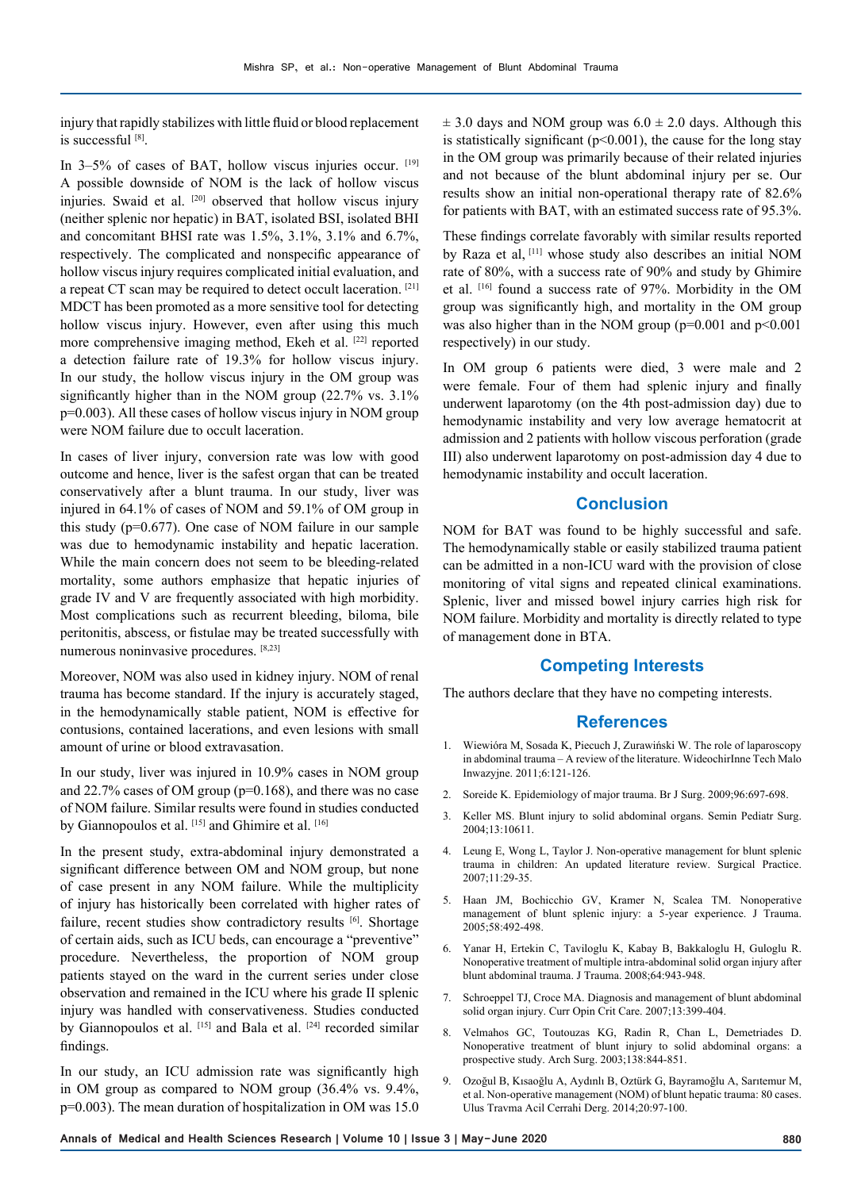injury that rapidly stabilizes with little fluid or blood replacement is successful [8].

In 3–5% of cases of BAT, hollow viscus injuries occur. [19] A possible downside of NOM is the lack of hollow viscus injuries. Swaid et al. [20] observed that hollow viscus injury (neither splenic nor hepatic) in BAT, isolated BSI, isolated BHI and concomitant BHSI rate was 1.5%, 3.1%, 3.1% and 6.7%, respectively. The complicated and nonspecific appearance of hollow viscus injury requires complicated initial evaluation, and a repeat CT scan may be required to detect occult laceration. [21] MDCT has been promoted as a more sensitive tool for detecting hollow viscus injury. However, even after using this much more comprehensive imaging method, Ekeh et al. [22] reported a detection failure rate of 19.3% for hollow viscus injury. In our study, the hollow viscus injury in the OM group was significantly higher than in the NOM group (22.7% vs. 3.1% p=0.003). All these cases of hollow viscus injury in NOM group were NOM failure due to occult laceration.

In cases of liver injury, conversion rate was low with good outcome and hence, liver is the safest organ that can be treated conservatively after a blunt trauma. In our study, liver was injured in 64.1% of cases of NOM and 59.1% of OM group in this study (p=0.677). One case of NOM failure in our sample was due to hemodynamic instability and hepatic laceration. While the main concern does not seem to be bleeding-related mortality, some authors emphasize that hepatic injuries of grade IV and V are frequently associated with high morbidity. Most complications such as recurrent bleeding, biloma, bile peritonitis, abscess, or fistulae may be treated successfully with numerous noninvasive procedures. [8,23]

Moreover, NOM was also used in kidney injury. NOM of renal trauma has become standard. If the injury is accurately staged, in the hemodynamically stable patient, NOM is effective for contusions, contained lacerations, and even lesions with small amount of urine or blood extravasation.

In our study, liver was injured in 10.9% cases in NOM group and 22.7% cases of OM group (p=0.168), and there was no case of NOM failure. Similar results were found in studies conducted by Giannopoulos et al. [15] and Ghimire et al. [16]

In the present study, extra-abdominal injury demonstrated a significant difference between OM and NOM group, but none of case present in any NOM failure. While the multiplicity of injury has historically been correlated with higher rates of failure, recent studies show contradictory results [6]. Shortage of certain aids, such as ICU beds, can encourage a "preventive" procedure. Nevertheless, the proportion of NOM group patients stayed on the ward in the current series under close observation and remained in the ICU where his grade II splenic injury was handled with conservativeness. Studies conducted by Giannopoulos et al. [15] and Bala et al. [24] recorded similar findings.

In our study, an ICU admission rate was significantly high in OM group as compared to NOM group (36.4% vs. 9.4%, p=0.003). The mean duration of hospitalization in OM was 15.0 ± 3.0 days and NOM group was 6.0 ± 2.0 days. Although this is statistically significant (p<0.001), the cause for the long stay in the OM group was primarily because of their related injuries and not because of the blunt abdominal injury per se. Our results show an initial non-operational therapy rate of 82.6% for patients with BAT, with an estimated success rate of 95.3%.

These findings correlate favorably with similar results reported by Raza et al, [11] whose study also describes an initial NOM rate of 80%, with a success rate of 90% and study by Ghimire et al. [16] found a success rate of 97%. Morbidity in the OM group was significantly high, and mortality in the OM group was also higher than in the NOM group (p=0.001 and p<0.001 respectively) in our study.

In OM group 6 patients were died, 3 were male and 2 were female. Four of them had splenic injury and finally underwent laparotomy (on the 4th post-admission day) due to hemodynamic instability and very low average hematocrit at admission and 2 patients with hollow viscous perforation (grade III) also underwent laparotomy on post-admission day 4 due to hemodynamic instability and occult laceration.

## Conclusion

NOM for BAT was found to be highly successful and safe. The hemodynamically stable or easily stabilized trauma patient can be admitted in a non-ICU ward with the provision of close monitoring of vital signs and repeated clinical examinations. Splenic, liver and missed bowel injury carries high risk for NOM failure. Morbidity and mortality is directly related to type of management done in BTA.

## Competing Interests

The authors declare that they have no competing interests.

## References

1. Wiewióra M, Sosada K, Piecuch J, Zurawiński W. The role of laparoscopy in abdominal trauma – A review of the literature. WideochirInne Tech Malo Inwazyjne. 2011;6:121-126.
2. Soreide K. Epidemiology of major trauma. Br J Surg. 2009;96:697-698.
3. Keller MS. Blunt injury to solid abdominal organs. Semin Pediatr Surg. 2004;13:10611.
4. Leung E, Wong L, Taylor J. Non-operative management for blunt splenic trauma in children: An updated literature review. Surgical Practice. 2007;11:29-35.
5. Haan JM, Bochicchio GV, Kramer N, Scalea TM. Nonoperative management of blunt splenic injury: a 5-year experience. J Trauma. 2005;58:492-498.
6. Yanar H, Ertekin C, Taviloglu K, Kabay B, Bakkaloglu H, Guloglu R. Nonoperative treatment of multiple intra-abdominal solid organ injury after blunt abdominal trauma. J Trauma. 2008;64:943-948.
7. Schroeppel TJ, Croce MA. Diagnosis and management of blunt abdominal solid organ injury. Curr Opin Crit Care. 2007;13:399-404.
8. Velmahos GC, Toutouzas KG, Radin R, Chan L, Demetriades D. Nonoperative treatment of blunt injury to solid abdominal organs: a prospective study. Arch Surg. 2003;138:844-851.
9. Ozoğul B, Kısaoğlu A, Aydınlı B, Oztürk G, Bayramoğlu A, Sarıtemur M, et al. Non-operative management (NOM) of blunt hepatic trauma: 80 cases. Ulus Travma Acil Cerrahi Derg. 2014;20:97-100.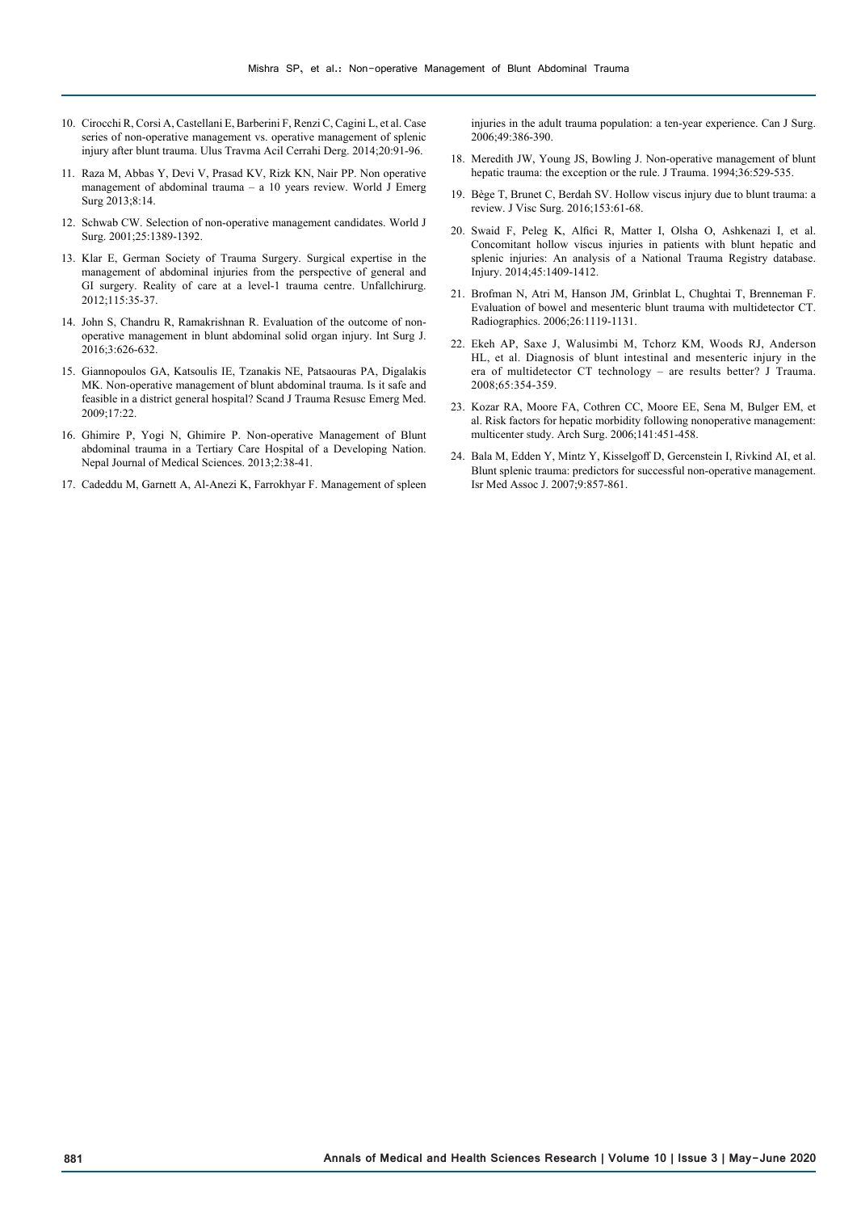10. Cirocchi R, Corsi A, Castellani E, Barberini F, Renzi C, Cagini L, et al. Case series of non-operative management vs. operative management of splenic injury after blunt trauma. Ulus Travma Acil Cerrahi Derg. 2014;20:91-96.

11. Raza M, Abbas Y, Devi V, Prasad KV, Rizk KN, Nair PP. Non operative management of abdominal trauma – a 10 years review. World J Emerg Surg 2013;8:14.

12. Schwab CW. Selection of non-operative management candidates. World J Surg. 2001;25:1389-1392.

13. Klar E, German Society of Trauma Surgery. Surgical expertise in the management of abdominal injuries from the perspective of general and GI surgery. Reality of care at a level-1 trauma centre. Unfallchirurg. 2012;115:35-37.

14. John S, Chandru R, Ramakrishnan R. Evaluation of the outcome of non-operative management in blunt abdominal solid organ injury. Int Surg J. 2016;3:626-632.

15. Giannopoulos GA, Katsoulis IE, Tzanakis NE, Patsaouras PA, Digalakis MK. Non-operative management of blunt abdominal trauma. Is it safe and feasible in a district general hospital? Scand J Trauma Resusc Emerg Med. 2009;17:22.

16. Ghimire P, Yogi N, Ghimire P. Non-operative Management of Blunt abdominal trauma in a Tertiary Care Hospital of a Developing Nation. Nepal Journal of Medical Sciences. 2013;2:38-41.

17. Cadeddu M, Garnett A, Al-Anezi K, Farrokhyar F. Management of spleen injuries in the adult trauma population: a ten-year experience. Can J Surg. 2006;49:386-390.

18. Meredith JW, Young JS, Bowling J. Non-operative management of blunt hepatic trauma: the exception or the rule. J Trauma. 1994;36:529-535.

19. Bège T, Brunet C, Berdah SV. Hollow viscus injury due to blunt trauma: a review. J Visc Surg. 2016;153:61-68.

20. Swaid F, Peleg K, Alfici R, Matter I, Olsha O, Ashkenazi I, et al. Concomitant hollow viscus injuries in patients with blunt hepatic and splenic injuries: An analysis of a National Trauma Registry database. Injury. 2014;45:1409-1412.

21. Brofman N, Atri M, Hanson JM, Grinblat L, Chughtai T, Brenneman F. Evaluation of bowel and mesenteric blunt trauma with multidetector CT. Radiographics. 2006;26:1119-1131.

22. Ekeh AP, Saxe J, Walusimbi M, Tchorz KM, Woods RJ, Anderson HL, et al. Diagnosis of blunt intestinal and mesenteric injury in the era of multidetector CT technology – are results better? J Trauma. 2008;65:354-359.

23. Kozar RA, Moore FA, Cothren CC, Moore EE, Sena M, Bulger EM, et al. Risk factors for hepatic morbidity following nonoperative management: multicenter study. Arch Surg. 2006;141:451-458.

24. Bala M, Edden Y, Mintz Y, Kisselgoff D, Gercenstein I, Rivkind AI, et al. Blunt splenic trauma: predictors for successful non-operative management. Isr Med Assoc J. 2007;9:857-861.